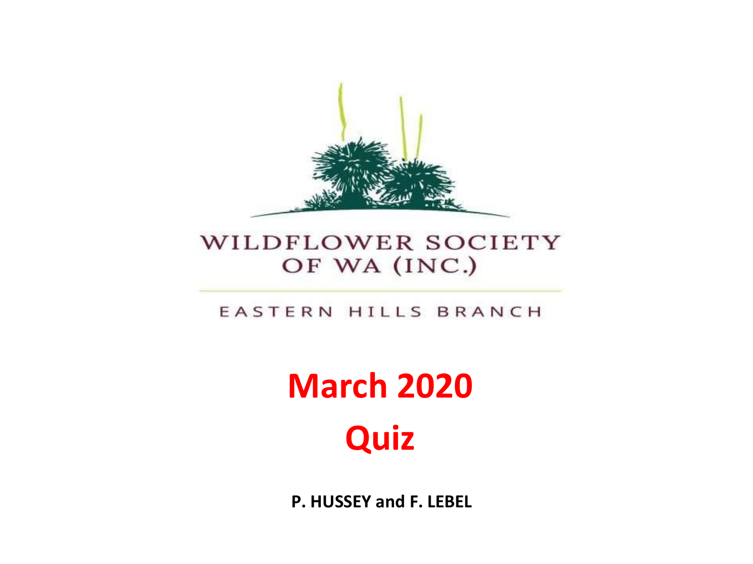WILDFLOWER SOCIETY OF WA (INC.)

EASTERN HILLS BRANCH

# March 2020

# Quiz

**P. HUSSEY and F. LEBEL**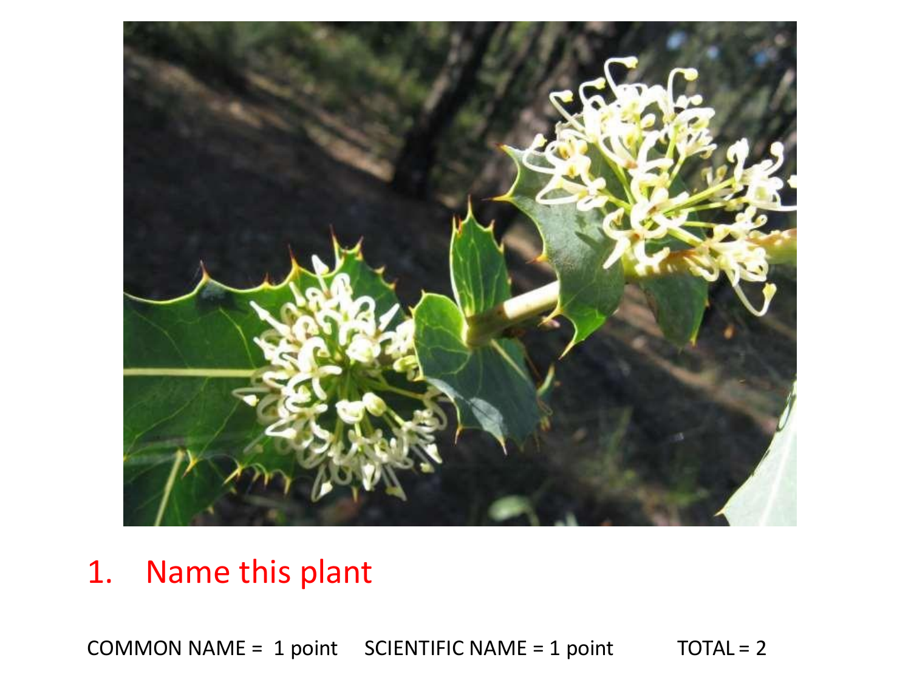1. Name this plant

COMMON NAME = 1 point SCIENTIFIC NAME = 1 point TOTAL = 2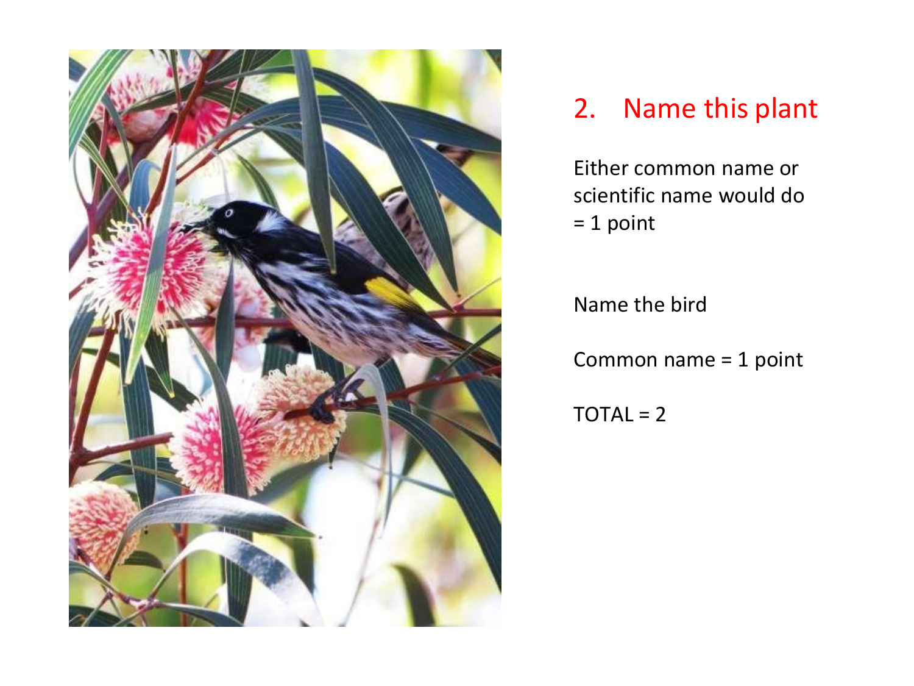## 2. Name this plant

Either common name or scientific name would do = 1 point

Name the bird

Common name = 1 point

TOTAL = 2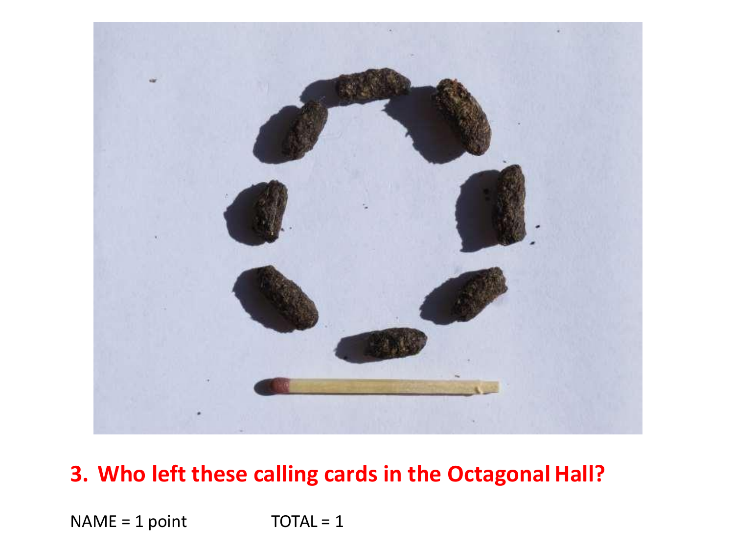**3. Who left these calling cards in the Octagonal Hall?**

NAME = 1 point TOTAL = 1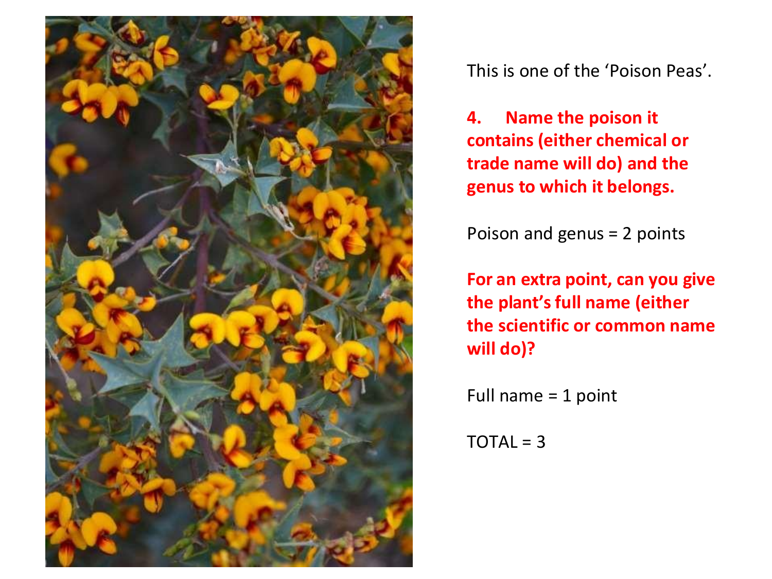This is one of the 'Poison Peas'.

**4. Name the poison it contains (either chemical or trade name will do) and the genus to which it belongs.**

Poison and genus = 2 points

**For an extra point, can you give the plant's full name (either the scientific or common name will do)?**

Full name = 1 point

TOTAL = 3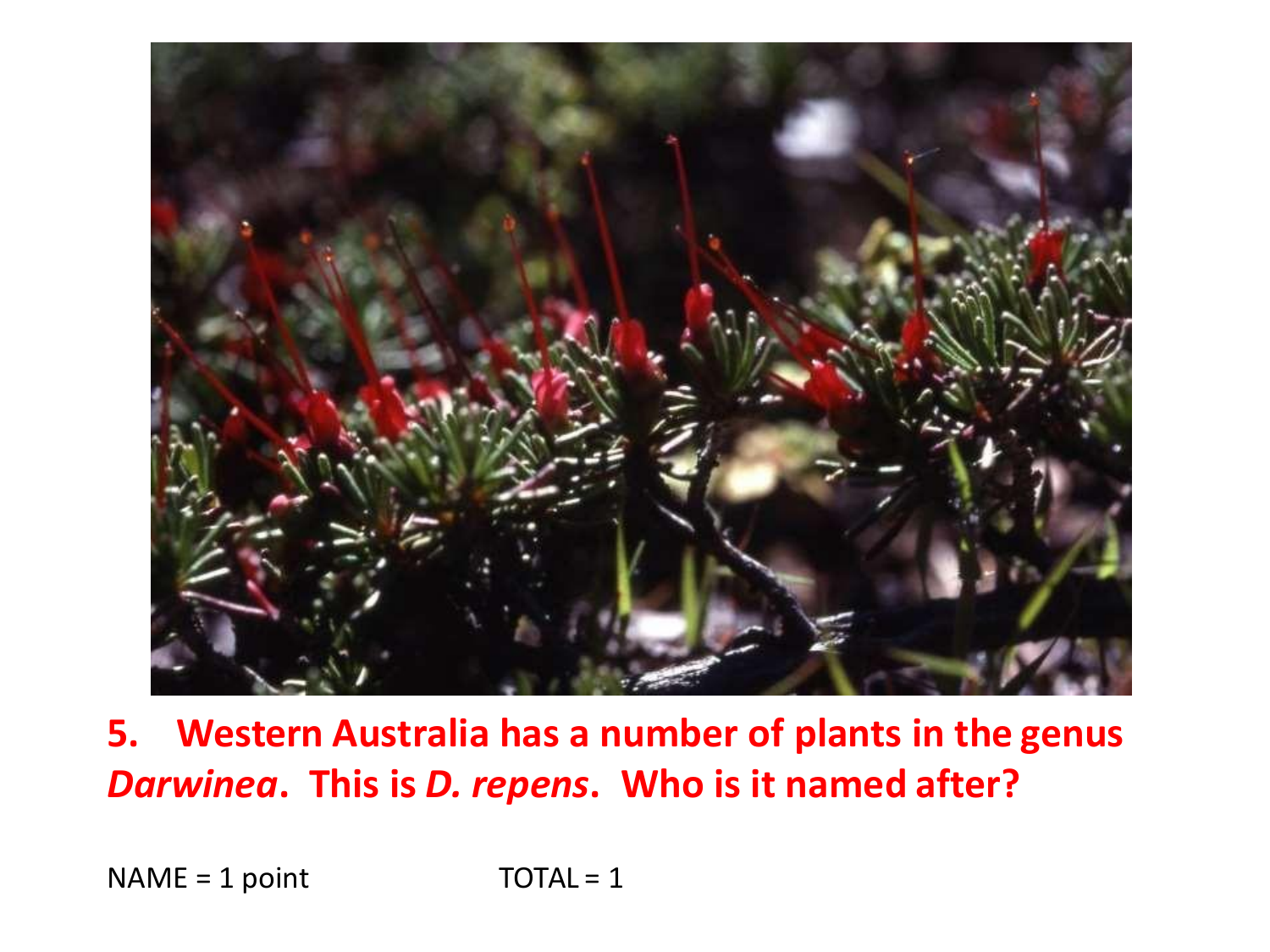**5. Western Australia has a number of plants in the genus *Darwinea*. This is *D. repens*. Who is it named after?**

NAME = 1 point TOTAL = 1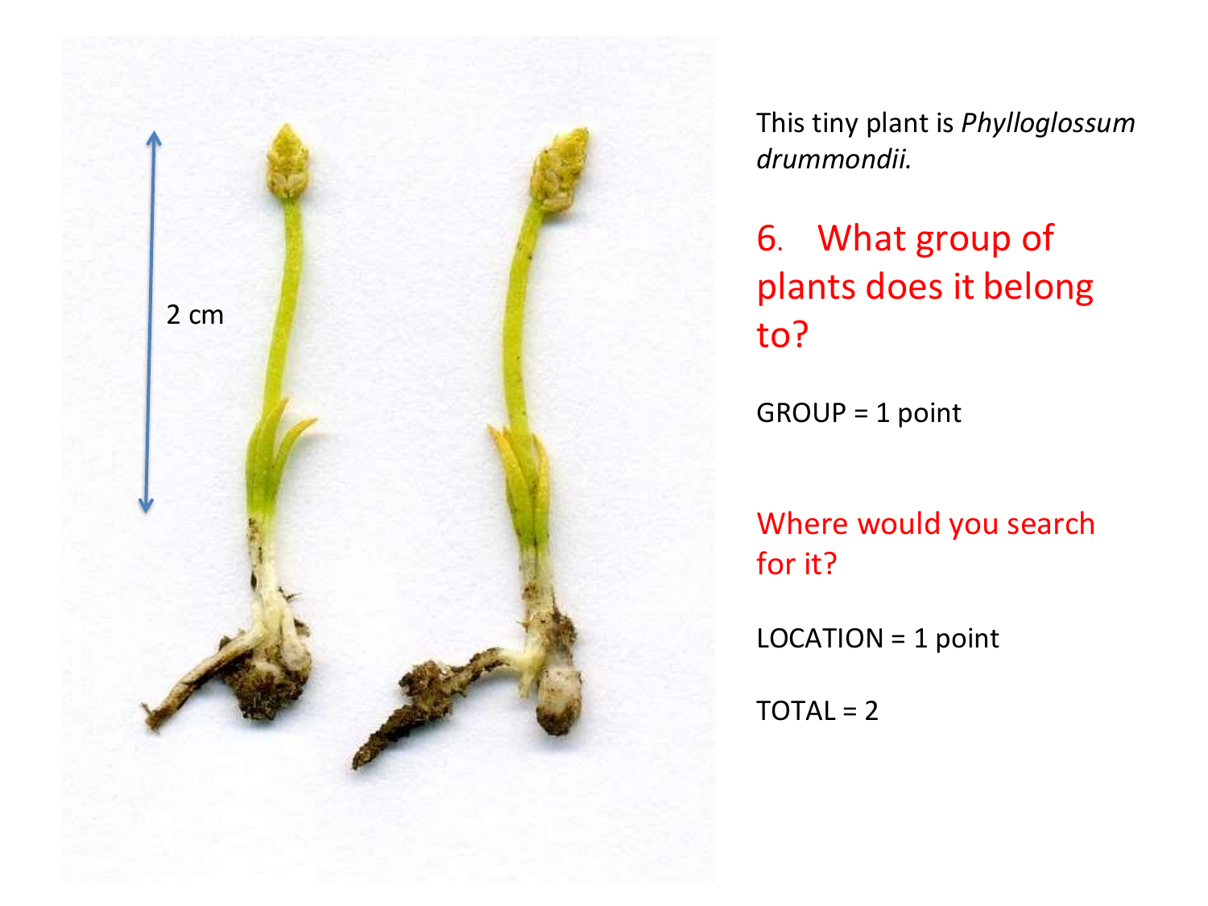This tiny plant is *Phylloglossum drummondii.*

6. What group of plants does it belong to?

GROUP = 1 point

Where would you search for it?

LOCATION = 1 point

TOTAL = 2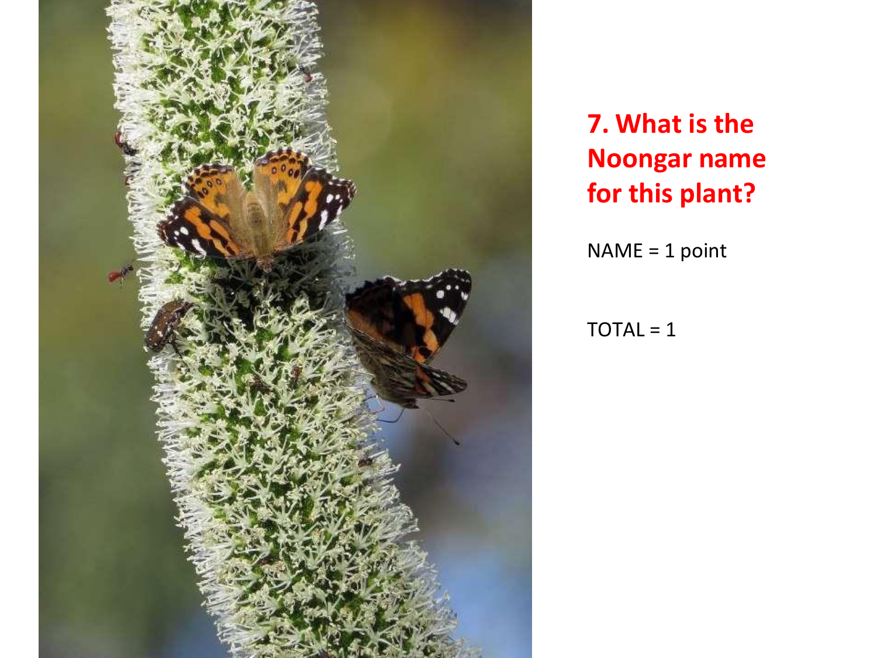# 7. What is the Noongar name for this plant?

NAME = 1 point

TOTAL = 1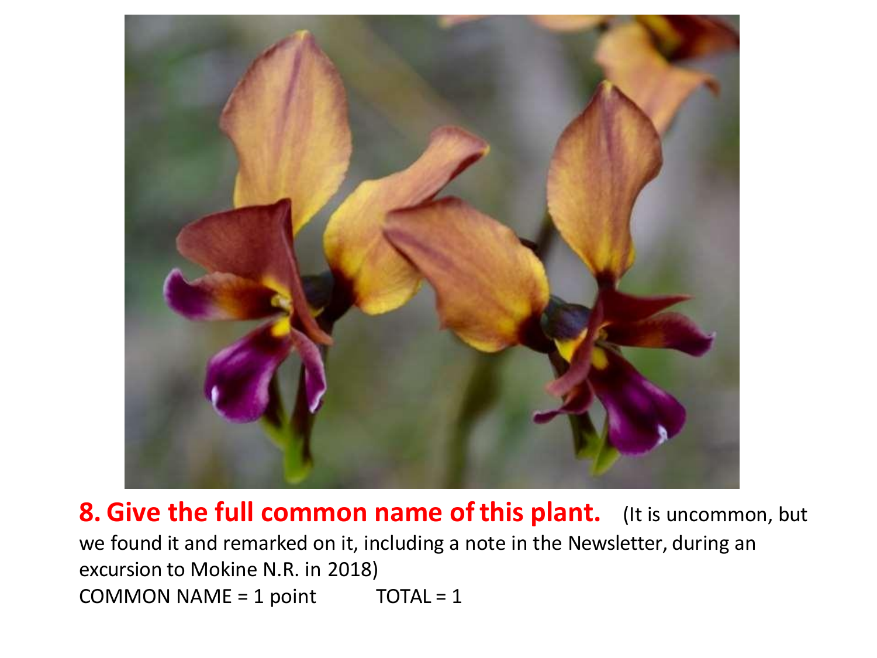**8. Give the full common name of this plant.** (It is uncommon, but we found it and remarked on it, including a note in the Newsletter, during an excursion to Mokine N.R. in 2018)

COMMON NAME = 1 point TOTAL = 1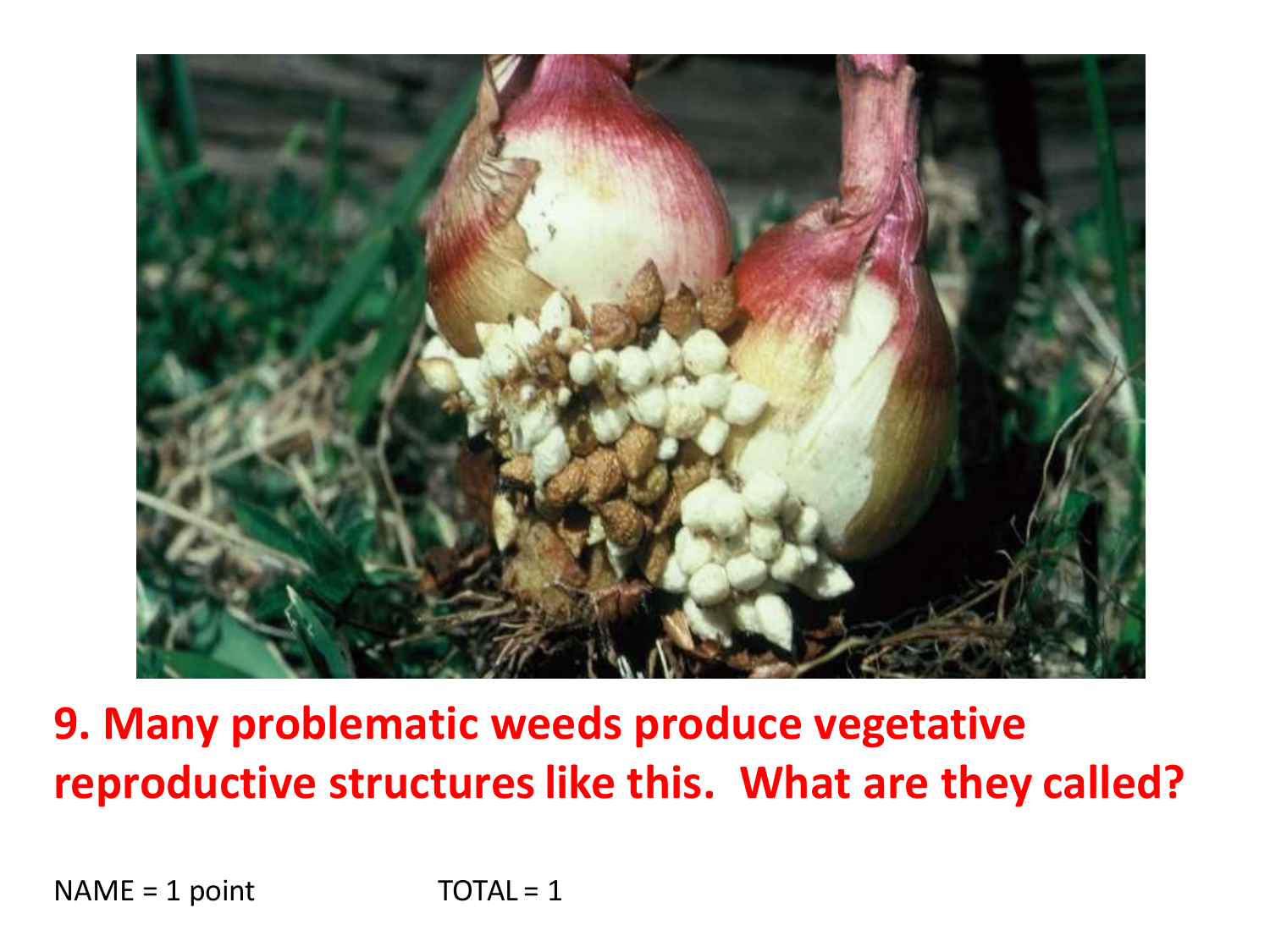**9. Many problematic weeds produce vegetative reproductive structures like this. What are they called?**

NAME = 1 point TOTAL = 1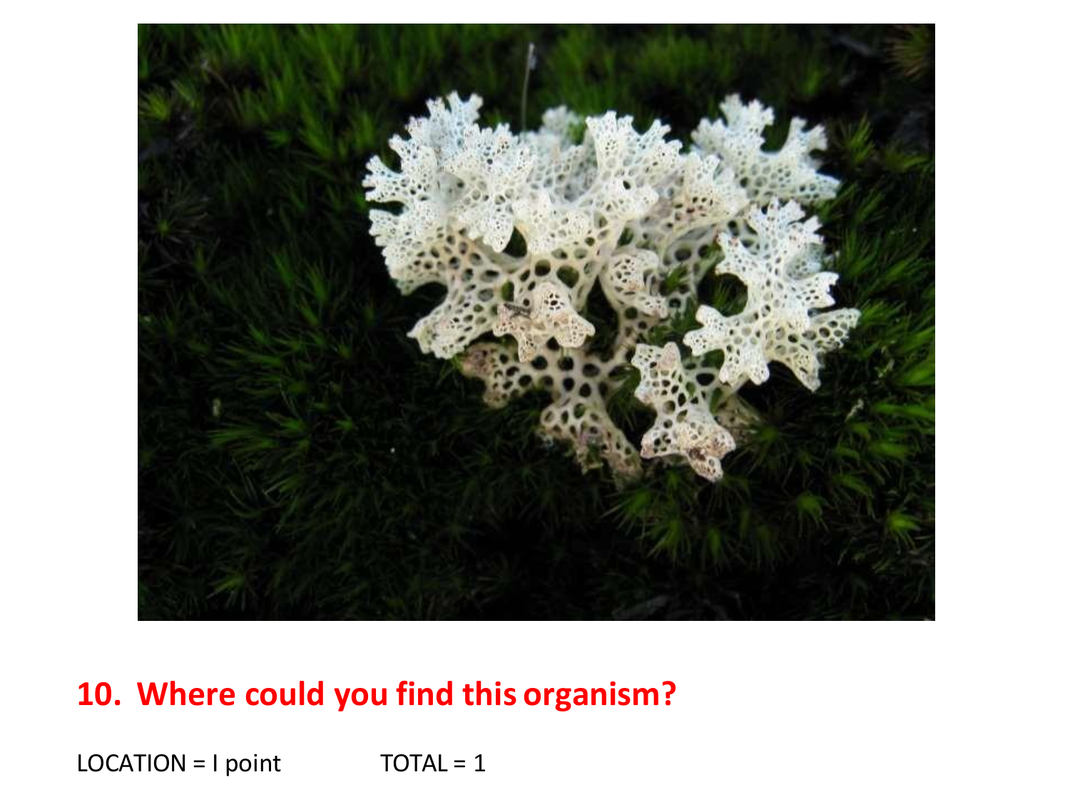## 10. Where could you find this organism?

LOCATION = I point TOTAL = 1